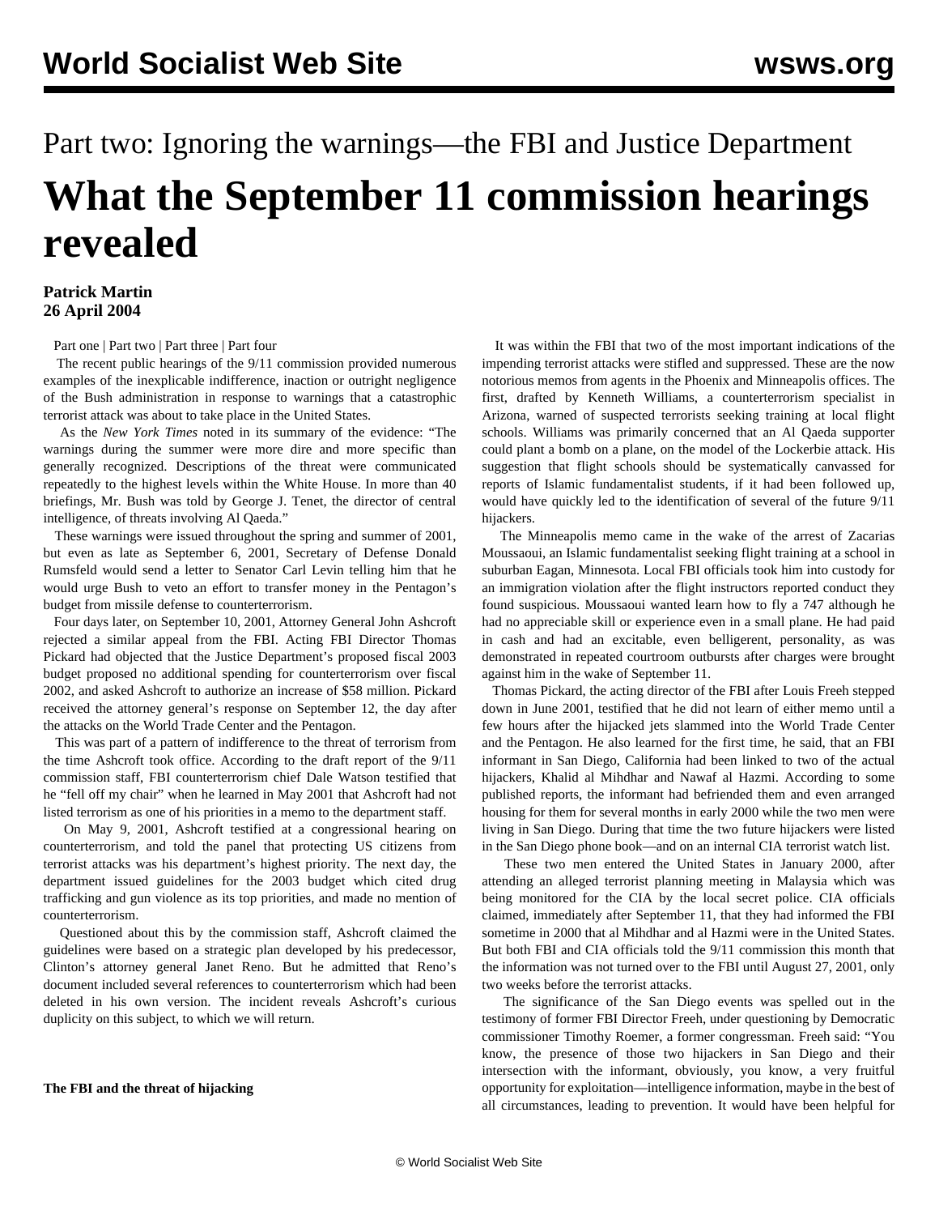Part two: Ignoring the warnings—the FBI and Justice Department

# What the September 11 commission hearings revealed

**Patrick Martin**
**26 April 2004**

Part one | Part two | Part three | Part four

The recent public hearings of the 9/11 commission provided numerous examples of the inexplicable indifference, inaction or outright negligence of the Bush administration in response to warnings that a catastrophic terrorist attack was about to take place in the United States.

As the *New York Times* noted in its summary of the evidence: "The warnings during the summer were more dire and more specific than generally recognized. Descriptions of the threat were communicated repeatedly to the highest levels within the White House. In more than 40 briefings, Mr. Bush was told by George J. Tenet, the director of central intelligence, of threats involving Al Qaeda."

These warnings were issued throughout the spring and summer of 2001, but even as late as September 6, 2001, Secretary of Defense Donald Rumsfeld would send a letter to Senator Carl Levin telling him that he would urge Bush to veto an effort to transfer money in the Pentagon's budget from missile defense to counterterrorism.

Four days later, on September 10, 2001, Attorney General John Ashcroft rejected a similar appeal from the FBI. Acting FBI Director Thomas Pickard had objected that the Justice Department's proposed fiscal 2003 budget proposed no additional spending for counterterrorism over fiscal 2002, and asked Ashcroft to authorize an increase of $58 million. Pickard received the attorney general's response on September 12, the day after the attacks on the World Trade Center and the Pentagon.

This was part of a pattern of indifference to the threat of terrorism from the time Ashcroft took office. According to the draft report of the 9/11 commission staff, FBI counterterrorism chief Dale Watson testified that he "fell off my chair" when he learned in May 2001 that Ashcroft had not listed terrorism as one of his priorities in a memo to the department staff.

On May 9, 2001, Ashcroft testified at a congressional hearing on counterterrorism, and told the panel that protecting US citizens from terrorist attacks was his department's highest priority. The next day, the department issued guidelines for the 2003 budget which cited drug trafficking and gun violence as its top priorities, and made no mention of counterterrorism.

Questioned about this by the commission staff, Ashcroft claimed the guidelines were based on a strategic plan developed by his predecessor, Clinton's attorney general Janet Reno. But he admitted that Reno's document included several references to counterterrorism which had been deleted in his own version. The incident reveals Ashcroft's curious duplicity on this subject, to which we will return.

**The FBI and the threat of hijacking**

It was within the FBI that two of the most important indications of the impending terrorist attacks were stifled and suppressed. These are the now notorious memos from agents in the Phoenix and Minneapolis offices. The first, drafted by Kenneth Williams, a counterterrorism specialist in Arizona, warned of suspected terrorists seeking training at local flight schools. Williams was primarily concerned that an Al Qaeda supporter could plant a bomb on a plane, on the model of the Lockerbie attack. His suggestion that flight schools should be systematically canvassed for reports of Islamic fundamentalist students, if it had been followed up, would have quickly led to the identification of several of the future 9/11 hijackers.

The Minneapolis memo came in the wake of the arrest of Zacarias Moussaoui, an Islamic fundamentalist seeking flight training at a school in suburban Eagan, Minnesota. Local FBI officials took him into custody for an immigration violation after the flight instructors reported conduct they found suspicious. Moussaoui wanted learn how to fly a 747 although he had no appreciable skill or experience even in a small plane. He had paid in cash and had an excitable, even belligerent, personality, as was demonstrated in repeated courtroom outbursts after charges were brought against him in the wake of September 11.

Thomas Pickard, the acting director of the FBI after Louis Freeh stepped down in June 2001, testified that he did not learn of either memo until a few hours after the hijacked jets slammed into the World Trade Center and the Pentagon. He also learned for the first time, he said, that an FBI informant in San Diego, California had been linked to two of the actual hijackers, Khalid al Mihdhar and Nawaf al Hazmi. According to some published reports, the informant had befriended them and even arranged housing for them for several months in early 2000 while the two men were living in San Diego. During that time the two future hijackers were listed in the San Diego phone book—and on an internal CIA terrorist watch list.

These two men entered the United States in January 2000, after attending an alleged terrorist planning meeting in Malaysia which was being monitored for the CIA by the local secret police. CIA officials claimed, immediately after September 11, that they had informed the FBI sometime in 2000 that al Mihdhar and al Hazmi were in the United States. But both FBI and CIA officials told the 9/11 commission this month that the information was not turned over to the FBI until August 27, 2001, only two weeks before the terrorist attacks.

The significance of the San Diego events was spelled out in the testimony of former FBI Director Freeh, under questioning by Democratic commissioner Timothy Roemer, a former congressman. Freeh said: "You know, the presence of those two hijackers in San Diego and their intersection with the informant, obviously, you know, a very fruitful opportunity for exploitation—intelligence information, maybe in the best of all circumstances, leading to prevention. It would have been helpful for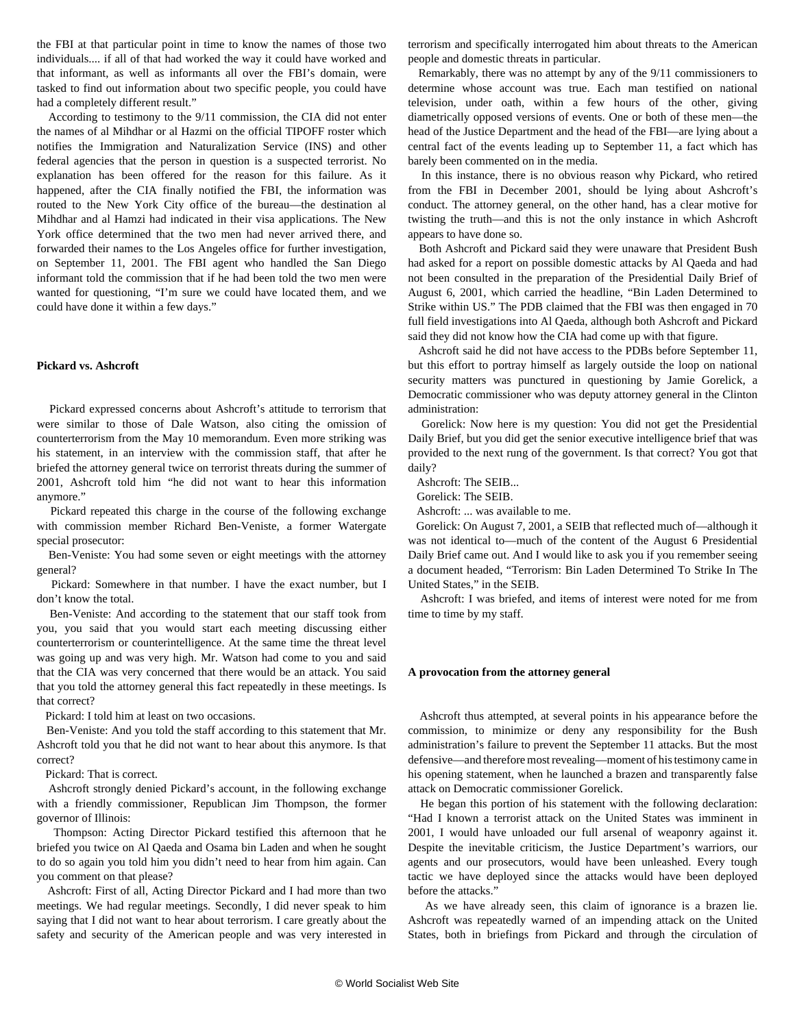the FBI at that particular point in time to know the names of those two individuals.... if all of that had worked the way it could have worked and that informant, as well as informants all over the FBI's domain, were tasked to find out information about two specific people, you could have had a completely different result."

According to testimony to the 9/11 commission, the CIA did not enter the names of al Mihdhar or al Hazmi on the official TIPOFF roster which notifies the Immigration and Naturalization Service (INS) and other federal agencies that the person in question is a suspected terrorist. No explanation has been offered for the reason for this failure. As it happened, after the CIA finally notified the FBI, the information was routed to the New York City office of the bureau—the destination al Mihdhar and al Hamzi had indicated in their visa applications. The New York office determined that the two men had never arrived there, and forwarded their names to the Los Angeles office for further investigation, on September 11, 2001. The FBI agent who handled the San Diego informant told the commission that if he had been told the two men were wanted for questioning, "I'm sure we could have located them, and we could have done it within a few days."

**Pickard vs. Ashcroft**

Pickard expressed concerns about Ashcroft's attitude to terrorism that were similar to those of Dale Watson, also citing the omission of counterterrorism from the May 10 memorandum. Even more striking was his statement, in an interview with the commission staff, that after he briefed the attorney general twice on terrorist threats during the summer of 2001, Ashcroft told him "he did not want to hear this information anymore."

Pickard repeated this charge in the course of the following exchange with commission member Richard Ben-Veniste, a former Watergate special prosecutor:

Ben-Veniste: You had some seven or eight meetings with the attorney general?

Pickard: Somewhere in that number. I have the exact number, but I don't know the total.

Ben-Veniste: And according to the statement that our staff took from you, you said that you would start each meeting discussing either counterterrorism or counterintelligence. At the same time the threat level was going up and was very high. Mr. Watson had come to you and said that the CIA was very concerned that there would be an attack. You said that you told the attorney general this fact repeatedly in these meetings. Is that correct?

Pickard: I told him at least on two occasions.

Ben-Veniste: And you told the staff according to this statement that Mr. Ashcroft told you that he did not want to hear about this anymore. Is that correct?

Pickard: That is correct.

Ashcroft strongly denied Pickard's account, in the following exchange with a friendly commissioner, Republican Jim Thompson, the former governor of Illinois:

Thompson: Acting Director Pickard testified this afternoon that he briefed you twice on Al Qaeda and Osama bin Laden and when he sought to do so again you told him you didn't need to hear from him again. Can you comment on that please?

Ashcroft: First of all, Acting Director Pickard and I had more than two meetings. We had regular meetings. Secondly, I did never speak to him saying that I did not want to hear about terrorism. I care greatly about the safety and security of the American people and was very interested in terrorism and specifically interrogated him about threats to the American people and domestic threats in particular.

Remarkably, there was no attempt by any of the 9/11 commissioners to determine whose account was true. Each man testified on national television, under oath, within a few hours of the other, giving diametrically opposed versions of events. One or both of these men—the head of the Justice Department and the head of the FBI—are lying about a central fact of the events leading up to September 11, a fact which has barely been commented on in the media.

In this instance, there is no obvious reason why Pickard, who retired from the FBI in December 2001, should be lying about Ashcroft's conduct. The attorney general, on the other hand, has a clear motive for twisting the truth—and this is not the only instance in which Ashcroft appears to have done so.

Both Ashcroft and Pickard said they were unaware that President Bush had asked for a report on possible domestic attacks by Al Qaeda and had not been consulted in the preparation of the Presidential Daily Brief of August 6, 2001, which carried the headline, "Bin Laden Determined to Strike within US." The PDB claimed that the FBI was then engaged in 70 full field investigations into Al Qaeda, although both Ashcroft and Pickard said they did not know how the CIA had come up with that figure.

Ashcroft said he did not have access to the PDBs before September 11, but this effort to portray himself as largely outside the loop on national security matters was punctured in questioning by Jamie Gorelick, a Democratic commissioner who was deputy attorney general in the Clinton administration:

Gorelick: Now here is my question: You did not get the Presidential Daily Brief, but you did get the senior executive intelligence brief that was provided to the next rung of the government. Is that correct? You got that daily?

Ashcroft: The SEIB...

Gorelick: The SEIB.

Ashcroft: ... was available to me.

Gorelick: On August 7, 2001, a SEIB that reflected much of—although it was not identical to—much of the content of the August 6 Presidential Daily Brief came out. And I would like to ask you if you remember seeing a document headed, "Terrorism: Bin Laden Determined To Strike In The United States," in the SEIB.

Ashcroft: I was briefed, and items of interest were noted for me from time to time by my staff.

**A provocation from the attorney general**

Ashcroft thus attempted, at several points in his appearance before the commission, to minimize or deny any responsibility for the Bush administration's failure to prevent the September 11 attacks. But the most defensive—and therefore most revealing—moment of his testimony came in his opening statement, when he launched a brazen and transparently false attack on Democratic commissioner Gorelick.

He began this portion of his statement with the following declaration: "Had I known a terrorist attack on the United States was imminent in 2001, I would have unloaded our full arsenal of weaponry against it. Despite the inevitable criticism, the Justice Department's warriors, our agents and our prosecutors, would have been unleashed. Every tough tactic we have deployed since the attacks would have been deployed before the attacks."

As we have already seen, this claim of ignorance is a brazen lie. Ashcroft was repeatedly warned of an impending attack on the United States, both in briefings from Pickard and through the circulation of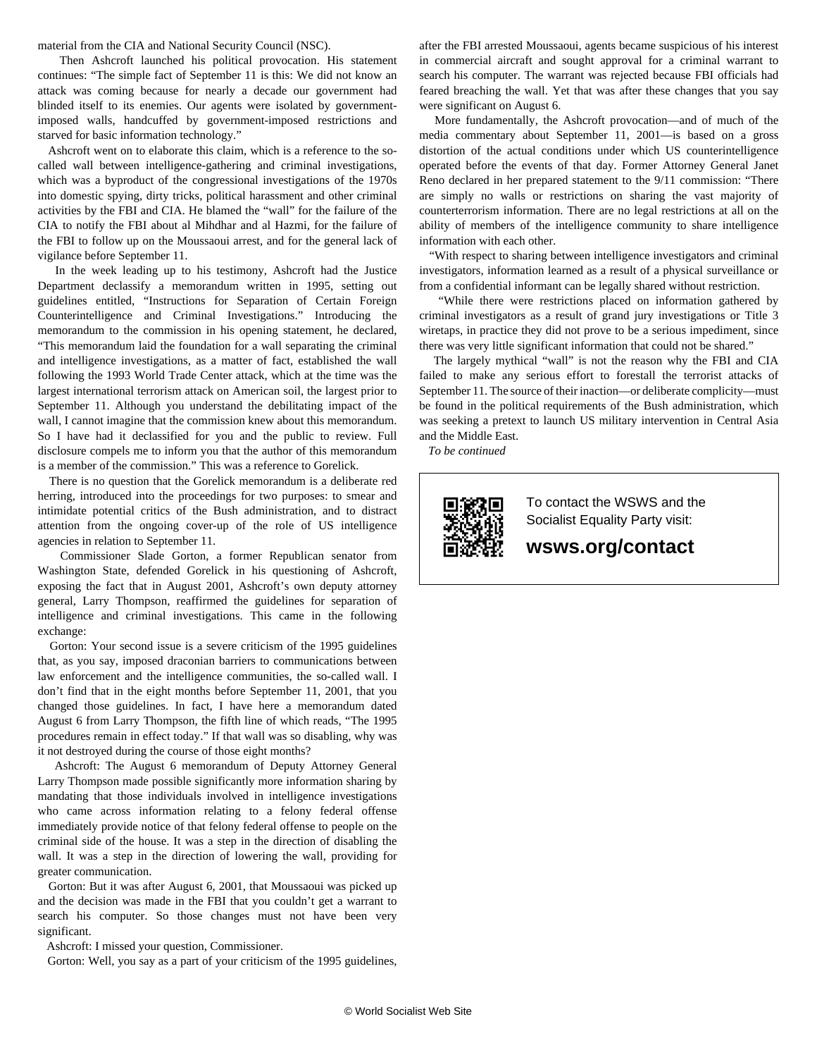material from the CIA and National Security Council (NSC).

Then Ashcroft launched his political provocation. His statement continues: "The simple fact of September 11 is this: We did not know an attack was coming because for nearly a decade our government had blinded itself to its enemies. Our agents were isolated by government-imposed walls, handcuffed by government-imposed restrictions and starved for basic information technology."

Ashcroft went on to elaborate this claim, which is a reference to the so-called wall between intelligence-gathering and criminal investigations, which was a byproduct of the congressional investigations of the 1970s into domestic spying, dirty tricks, political harassment and other criminal activities by the FBI and CIA. He blamed the "wall" for the failure of the CIA to notify the FBI about al Mihdhar and al Hazmi, for the failure of the FBI to follow up on the Moussaoui arrest, and for the general lack of vigilance before September 11.

In the week leading up to his testimony, Ashcroft had the Justice Department declassify a memorandum written in 1995, setting out guidelines entitled, "Instructions for Separation of Certain Foreign Counterintelligence and Criminal Investigations." Introducing the memorandum to the commission in his opening statement, he declared, "This memorandum laid the foundation for a wall separating the criminal and intelligence investigations, as a matter of fact, established the wall following the 1993 World Trade Center attack, which at the time was the largest international terrorism attack on American soil, the largest prior to September 11. Although you understand the debilitating impact of the wall, I cannot imagine that the commission knew about this memorandum. So I have had it declassified for you and the public to review. Full disclosure compels me to inform you that the author of this memorandum is a member of the commission." This was a reference to Gorelick.

There is no question that the Gorelick memorandum is a deliberate red herring, introduced into the proceedings for two purposes: to smear and intimidate potential critics of the Bush administration, and to distract attention from the ongoing cover-up of the role of US intelligence agencies in relation to September 11.

Commissioner Slade Gorton, a former Republican senator from Washington State, defended Gorelick in his questioning of Ashcroft, exposing the fact that in August 2001, Ashcroft's own deputy attorney general, Larry Thompson, reaffirmed the guidelines for separation of intelligence and criminal investigations. This came in the following exchange:

Gorton: Your second issue is a severe criticism of the 1995 guidelines that, as you say, imposed draconian barriers to communications between law enforcement and the intelligence communities, the so-called wall. I don't find that in the eight months before September 11, 2001, that you changed those guidelines. In fact, I have here a memorandum dated August 6 from Larry Thompson, the fifth line of which reads, "The 1995 procedures remain in effect today." If that wall was so disabling, why was it not destroyed during the course of those eight months?

Ashcroft: The August 6 memorandum of Deputy Attorney General Larry Thompson made possible significantly more information sharing by mandating that those individuals involved in intelligence investigations who came across information relating to a felony federal offense immediately provide notice of that felony federal offense to people on the criminal side of the house. It was a step in the direction of disabling the wall. It was a step in the direction of lowering the wall, providing for greater communication.

Gorton: But it was after August 6, 2001, that Moussaoui was picked up and the decision was made in the FBI that you couldn't get a warrant to search his computer. So those changes must not have been very significant.

Ashcroft: I missed your question, Commissioner.

Gorton: Well, you say as a part of your criticism of the 1995 guidelines, after the FBI arrested Moussaoui, agents became suspicious of his interest in commercial aircraft and sought approval for a criminal warrant to search his computer. The warrant was rejected because FBI officials had feared breaching the wall. Yet that was after these changes that you say were significant on August 6.

More fundamentally, the Ashcroft provocation—and of much of the media commentary about September 11, 2001—is based on a gross distortion of the actual conditions under which US counterintelligence operated before the events of that day. Former Attorney General Janet Reno declared in her prepared statement to the 9/11 commission: "There are simply no walls or restrictions on sharing the vast majority of counterterrorism information. There are no legal restrictions at all on the ability of members of the intelligence community to share intelligence information with each other.

"With respect to sharing between intelligence investigators and criminal investigators, information learned as a result of a physical surveillance or from a confidential informant can be legally shared without restriction.

"While there were restrictions placed on information gathered by criminal investigators as a result of grand jury investigations or Title 3 wiretaps, in practice they did not prove to be a serious impediment, since there was very little significant information that could not be shared."

The largely mythical "wall" is not the reason why the FBI and CIA failed to make any serious effort to forestall the terrorist attacks of September 11. The source of their inaction—or deliberate complicity—must be found in the political requirements of the Bush administration, which was seeking a pretext to launch US military intervention in Central Asia and the Middle East.

*To be continued*

To contact the WSWS and the Socialist Equality Party visit:

**wsws.org/contact**